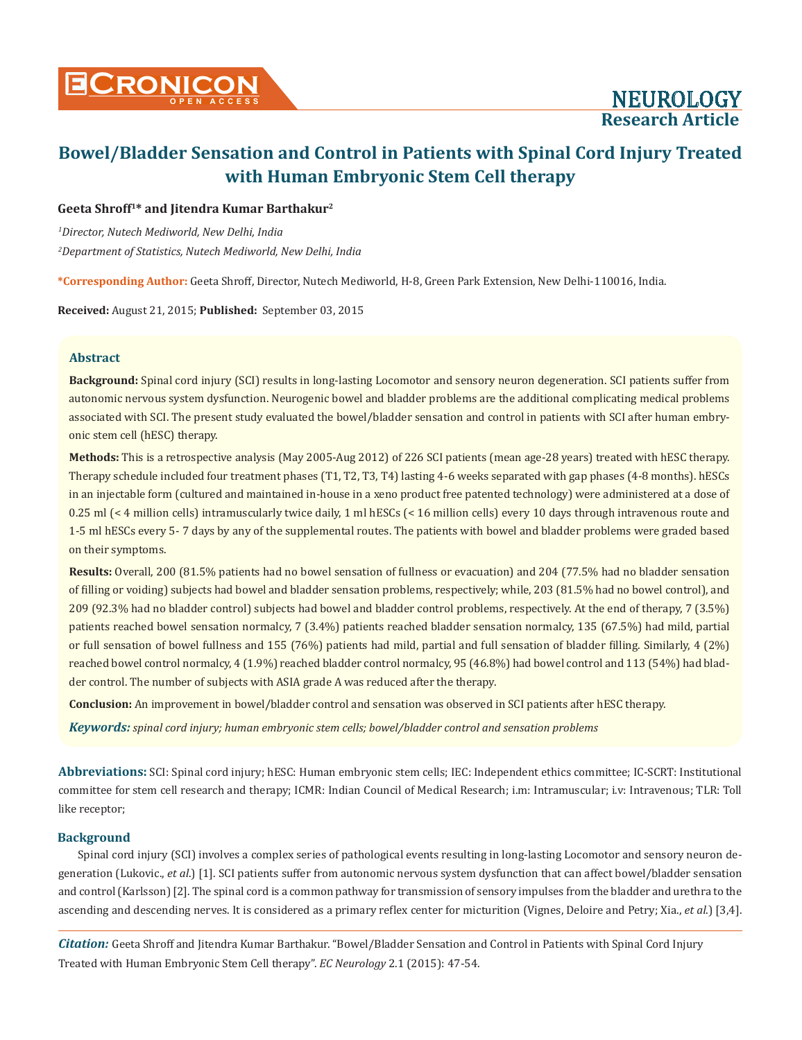# Bowel/Bladder Sensation and Control in Patients with Spinal Cord Injury Treated with Human Embryonic Stem Cell therapy

**Geeta Shroff[1]* and Jitendra Kumar Barthakur[2]**

*[1]Director, Nutech Mediworld, New Delhi, India*

*[2]Department of Statistics, Nutech Mediworld, New Delhi, India*

**\*Corresponding Author:** Geeta Shroff, Director, Nutech Mediworld, H-8, Green Park Extension, New Delhi-110016, India.

**Received:** August 21, 2015; **Published:** September 03, 2015

## Abstract

**Background:** Spinal cord injury (SCI) results in long-lasting Locomotor and sensory neuron degeneration. SCI patients suffer from autonomic nervous system dysfunction. Neurogenic bowel and bladder problems are the additional complicating medical problems associated with SCI. The present study evaluated the bowel/bladder sensation and control in patients with SCI after human embryonic stem cell (hESC) therapy.

**Methods:** This is a retrospective analysis (May 2005-Aug 2012) of 226 SCI patients (mean age-28 years) treated with hESC therapy. Therapy schedule included four treatment phases (T1, T2, T3, T4) lasting 4-6 weeks separated with gap phases (4-8 months). hESCs in an injectable form (cultured and maintained in-house in a xeno product free patented technology) were administered at a dose of 0.25 ml (< 4 million cells) intramuscularly twice daily, 1 ml hESCs (< 16 million cells) every 10 days through intravenous route and 1-5 ml hESCs every 5- 7 days by any of the supplemental routes. The patients with bowel and bladder problems were graded based on their symptoms.

**Results:** Overall, 200 (81.5% patients had no bowel sensation of fullness or evacuation) and 204 (77.5% had no bladder sensation of filling or voiding) subjects had bowel and bladder sensation problems, respectively; while, 203 (81.5% had no bowel control), and 209 (92.3% had no bladder control) subjects had bowel and bladder control problems, respectively. At the end of therapy, 7 (3.5%) patients reached bowel sensation normalcy, 7 (3.4%) patients reached bladder sensation normalcy, 135 (67.5%) had mild, partial or full sensation of bowel fullness and 155 (76%) patients had mild, partial and full sensation of bladder filling. Similarly, 4 (2%) reached bowel control normalcy, 4 (1.9%) reached bladder control normalcy, 95 (46.8%) had bowel control and 113 (54%) had bladder control. The number of subjects with ASIA grade A was reduced after the therapy.

**Conclusion:** An improvement in bowel/bladder control and sensation was observed in SCI patients after hESC therapy.

***Keywords:*** *spinal cord injury; human embryonic stem cells; bowel/bladder control and sensation problems*

**Abbreviations:** SCI: Spinal cord injury; hESC: Human embryonic stem cells; IEC: Independent ethics committee; IC-SCRT: Institutional committee for stem cell research and therapy; ICMR: Indian Council of Medical Research; i.m: Intramuscular; i.v: Intravenous; TLR: Toll like receptor;

## Background

Spinal cord injury (SCI) involves a complex series of pathological events resulting in long-lasting Locomotor and sensory neuron degeneration (Lukovic., *et al.*) [1]. SCI patients suffer from autonomic nervous system dysfunction that can affect bowel/bladder sensation and control (Karlsson) [2]. The spinal cord is a common pathway for transmission of sensory impulses from the bladder and urethra to the ascending and descending nerves. It is considered as a primary reflex center for micturition (Vignes, Deloire and Petry; Xia., *et al.*) [3,4].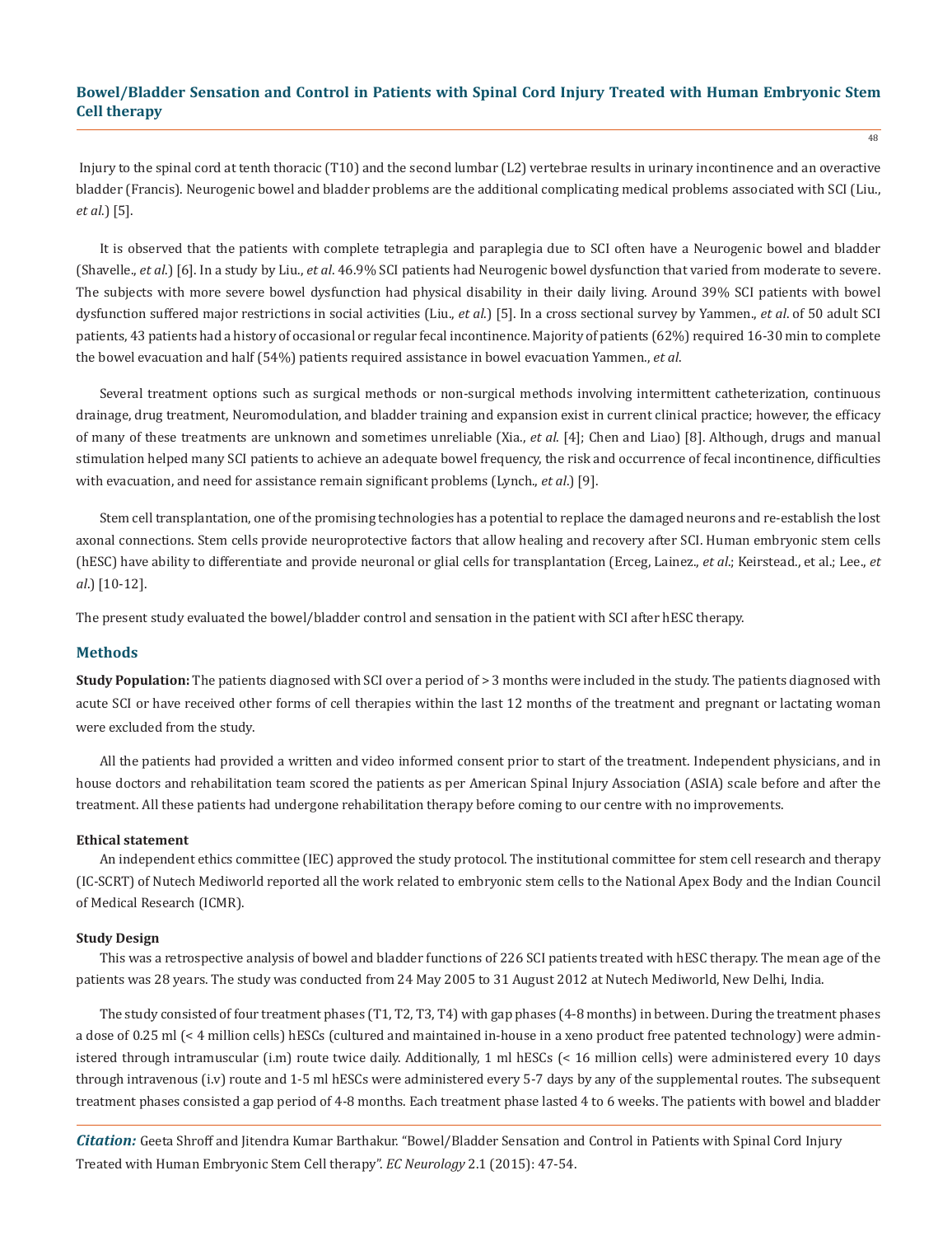Injury to the spinal cord at tenth thoracic (T10) and the second lumbar (L2) vertebrae results in urinary incontinence and an overactive bladder (Francis). Neurogenic bowel and bladder problems are the additional complicating medical problems associated with SCI (Liu., *et al.*) [5].

It is observed that the patients with complete tetraplegia and paraplegia due to SCI often have a Neurogenic bowel and bladder (Shavelle., *et al.*) [6]. In a study by Liu., *et al*. 46.9% SCI patients had Neurogenic bowel dysfunction that varied from moderate to severe. The subjects with more severe bowel dysfunction had physical disability in their daily living. Around 39% SCI patients with bowel dysfunction suffered major restrictions in social activities (Liu., *et al.*) [5]. In a cross sectional survey by Yammen., *et al*. of 50 adult SCI patients, 43 patients had a history of occasional or regular fecal incontinence. Majority of patients (62%) required 16-30 min to complete the bowel evacuation and half (54%) patients required assistance in bowel evacuation Yammen., *et al*.

Several treatment options such as surgical methods or non-surgical methods involving intermittent catheterization, continuous drainage, drug treatment, Neuromodulation, and bladder training and expansion exist in current clinical practice; however, the efficacy of many of these treatments are unknown and sometimes unreliable (Xia., *et al.* [4]; Chen and Liao) [8]. Although, drugs and manual stimulation helped many SCI patients to achieve an adequate bowel frequency, the risk and occurrence of fecal incontinence, difficulties with evacuation, and need for assistance remain significant problems (Lynch., *et al*.) [9].

Stem cell transplantation, one of the promising technologies has a potential to replace the damaged neurons and re-establish the lost axonal connections. Stem cells provide neuroprotective factors that allow healing and recovery after SCI. Human embryonic stem cells (hESC) have ability to differentiate and provide neuronal or glial cells for transplantation (Erceg, Lainez., *et al*.; Keirstead., et al.; Lee., *et al*.) [10-12].

The present study evaluated the bowel/bladder control and sensation in the patient with SCI after hESC therapy.

## Methods

**Study Population:** The patients diagnosed with SCI over a period of > 3 months were included in the study. The patients diagnosed with acute SCI or have received other forms of cell therapies within the last 12 months of the treatment and pregnant or lactating woman were excluded from the study.

All the patients had provided a written and video informed consent prior to start of the treatment. Independent physicians, and in house doctors and rehabilitation team scored the patients as per American Spinal Injury Association (ASIA) scale before and after the treatment. All these patients had undergone rehabilitation therapy before coming to our centre with no improvements.

### Ethical statement

An independent ethics committee (IEC) approved the study protocol. The institutional committee for stem cell research and therapy (IC-SCRT) of Nutech Mediworld reported all the work related to embryonic stem cells to the National Apex Body and the Indian Council of Medical Research (ICMR).

### Study Design

This was a retrospective analysis of bowel and bladder functions of 226 SCI patients treated with hESC therapy. The mean age of the patients was 28 years. The study was conducted from 24 May 2005 to 31 August 2012 at Nutech Mediworld, New Delhi, India.

The study consisted of four treatment phases (T1, T2, T3, T4) with gap phases (4-8 months) in between. During the treatment phases a dose of 0.25 ml (< 4 million cells) hESCs (cultured and maintained in-house in a xeno product free patented technology) were administered through intramuscular (i.m) route twice daily. Additionally, 1 ml hESCs (< 16 million cells) were administered every 10 days through intravenous (i.v) route and 1-5 ml hESCs were administered every 5-7 days by any of the supplemental routes. The subsequent treatment phases consisted a gap period of 4-8 months. Each treatment phase lasted 4 to 6 weeks. The patients with bowel and bladder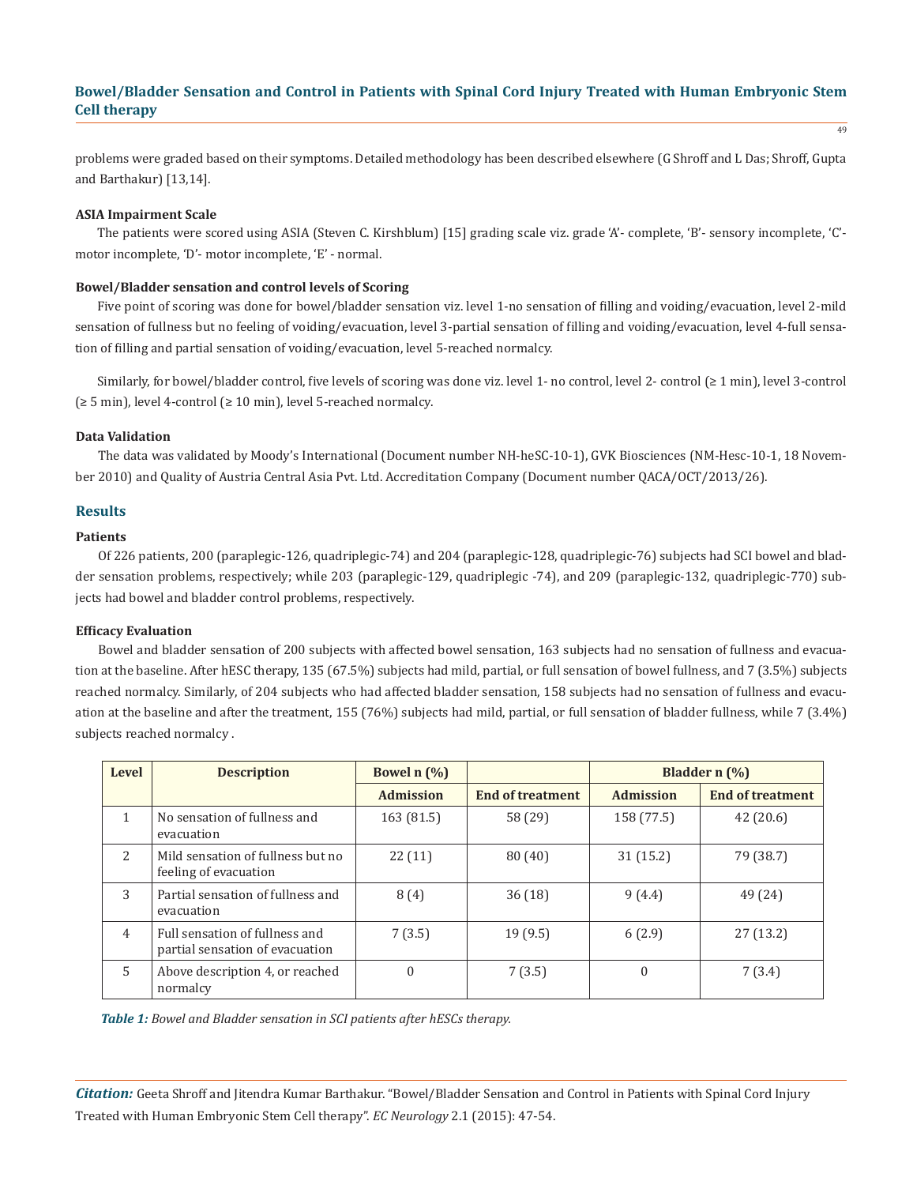problems were graded based on their symptoms. Detailed methodology has been described elsewhere (G Shroff and L Das; Shroff, Gupta and Barthakur) [13,14].

### ASIA Impairment Scale

The patients were scored using ASIA (Steven C. Kirshblum) [15] grading scale viz. grade 'A'- complete, 'B'- sensory incomplete, 'C'- motor incomplete, 'D'- motor incomplete, 'E' - normal.

### Bowel/Bladder sensation and control levels of Scoring

Five point of scoring was done for bowel/bladder sensation viz. level 1-no sensation of filling and voiding/evacuation, level 2-mild sensation of fullness but no feeling of voiding/evacuation, level 3-partial sensation of filling and voiding/evacuation, level 4-full sensation of filling and partial sensation of voiding/evacuation, level 5-reached normalcy.

Similarly, for bowel/bladder control, five levels of scoring was done viz. level 1- no control, level 2- control (≥ 1 min), level 3-control (≥ 5 min), level 4-control (≥ 10 min), level 5-reached normalcy.

### Data Validation

The data was validated by Moody's International (Document number NH-heSC-10-1), GVK Biosciences (NM-Hesc-10-1, 18 November 2010) and Quality of Austria Central Asia Pvt. Ltd. Accreditation Company (Document number QACA/OCT/2013/26).

## Results

### Patients

Of 226 patients, 200 (paraplegic-126, quadriplegic-74) and 204 (paraplegic-128, quadriplegic-76) subjects had SCI bowel and bladder sensation problems, respectively; while 203 (paraplegic-129, quadriplegic -74), and 209 (paraplegic-132, quadriplegic-770) subjects had bowel and bladder control problems, respectively.

### Efficacy Evaluation

Bowel and bladder sensation of 200 subjects with affected bowel sensation, 163 subjects had no sensation of fullness and evacuation at the baseline. After hESC therapy, 135 (67.5%) subjects had mild, partial, or full sensation of bowel fullness, and 7 (3.5%) subjects reached normalcy. Similarly, of 204 subjects who had affected bladder sensation, 158 subjects had no sensation of fullness and evacuation at the baseline and after the treatment, 155 (76%) subjects had mild, partial, or full sensation of bladder fullness, while 7 (3.4%) subjects reached normalcy .

| Level | Description | Bowel n (%) | | Bladder n (%) | |
|---|---|---|---|---|---|
| | | Admission | End of treatment | Admission | End of treatment |
| 1 | No sensation of fullness and evacuation | 163 (81.5) | 58 (29) | 158 (77.5) | 42 (20.6) |
| 2 | Mild sensation of fullness but no feeling of evacuation | 22 (11) | 80 (40) | 31 (15.2) | 79 (38.7) |
| 3 | Partial sensation of fullness and evacuation | 8 (4) | 36 (18) | 9 (4.4) | 49 (24) |
| 4 | Full sensation of fullness and partial sensation of evacuation | 7 (3.5) | 19 (9.5) | 6 (2.9) | 27 (13.2) |
| 5 | Above description 4, or reached normalcy | 0 | 7 (3.5) | 0 | 7 (3.4) |

***Table 1:*** *Bowel and Bladder sensation in SCI patients after hESCs therapy.*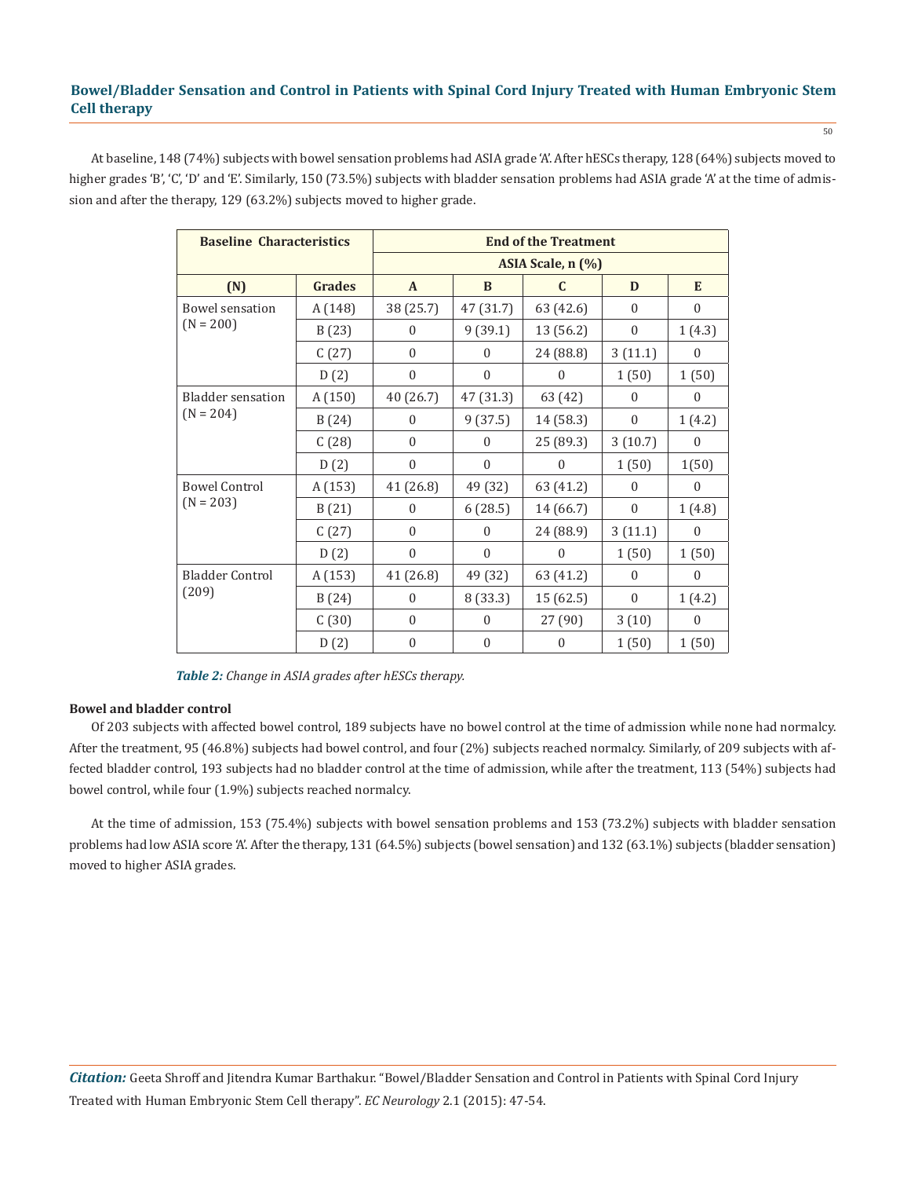At baseline, 148 (74%) subjects with bowel sensation problems had ASIA grade 'A'. After hESCs therapy, 128 (64%) subjects moved to higher grades 'B', 'C', 'D' and 'E'. Similarly, 150 (73.5%) subjects with bladder sensation problems had ASIA grade 'A' at the time of admission and after the therapy, 129 (63.2%) subjects moved to higher grade.

| Baseline Characteristics | | End of the Treatment | | | | |
|---|---|---|---|---|---|---|
| | | ASIA Scale, n (%) | | | | |
| (N) | Grades | A | B | C | D | E |
| Bowel sensation (N = 200) | A (148) | 38 (25.7) | 47 (31.7) | 63 (42.6) | 0 | 0 |
| | B (23) | 0 | 9 (39.1) | 13 (56.2) | 0 | 1 (4.3) |
| | C (27) | 0 | 0 | 24 (88.8) | 3 (11.1) | 0 |
| | D (2) | 0 | 0 | 0 | 1 (50) | 1 (50) |
| Bladder sensation (N = 204) | A (150) | 40 (26.7) | 47 (31.3) | 63 (42) | 0 | 0 |
| | B (24) | 0 | 9 (37.5) | 14 (58.3) | 0 | 1 (4.2) |
| | C (28) | 0 | 0 | 25 (89.3) | 3 (10.7) | 0 |
| | D (2) | 0 | 0 | 0 | 1 (50) | 1(50) |
| Bowel Control (N = 203) | A (153) | 41 (26.8) | 49 (32) | 63 (41.2) | 0 | 0 |
| | B (21) | 0 | 6 (28.5) | 14 (66.7) | 0 | 1 (4.8) |
| | C (27) | 0 | 0 | 24 (88.9) | 3 (11.1) | 0 |
| | D (2) | 0 | 0 | 0 | 1 (50) | 1 (50) |
| Bladder Control (209) | A (153) | 41 (26.8) | 49 (32) | 63 (41.2) | 0 | 0 |
| | B (24) | 0 | 8 (33.3) | 15 (62.5) | 0 | 1 (4.2) |
| | C (30) | 0 | 0 | 27 (90) | 3 (10) | 0 |
| | D (2) | 0 | 0 | 0 | 1 (50) | 1 (50) |

***Table 2:*** *Change in ASIA grades after hESCs therapy.*

**Bowel and bladder control**

Of 203 subjects with affected bowel control, 189 subjects have no bowel control at the time of admission while none had normalcy. After the treatment, 95 (46.8%) subjects had bowel control, and four (2%) subjects reached normalcy. Similarly, of 209 subjects with affected bladder control, 193 subjects had no bladder control at the time of admission, while after the treatment, 113 (54%) subjects had bowel control, while four (1.9%) subjects reached normalcy.

At the time of admission, 153 (75.4%) subjects with bowel sensation problems and 153 (73.2%) subjects with bladder sensation problems had low ASIA score 'A'. After the therapy, 131 (64.5%) subjects (bowel sensation) and 132 (63.1%) subjects (bladder sensation) moved to higher ASIA grades.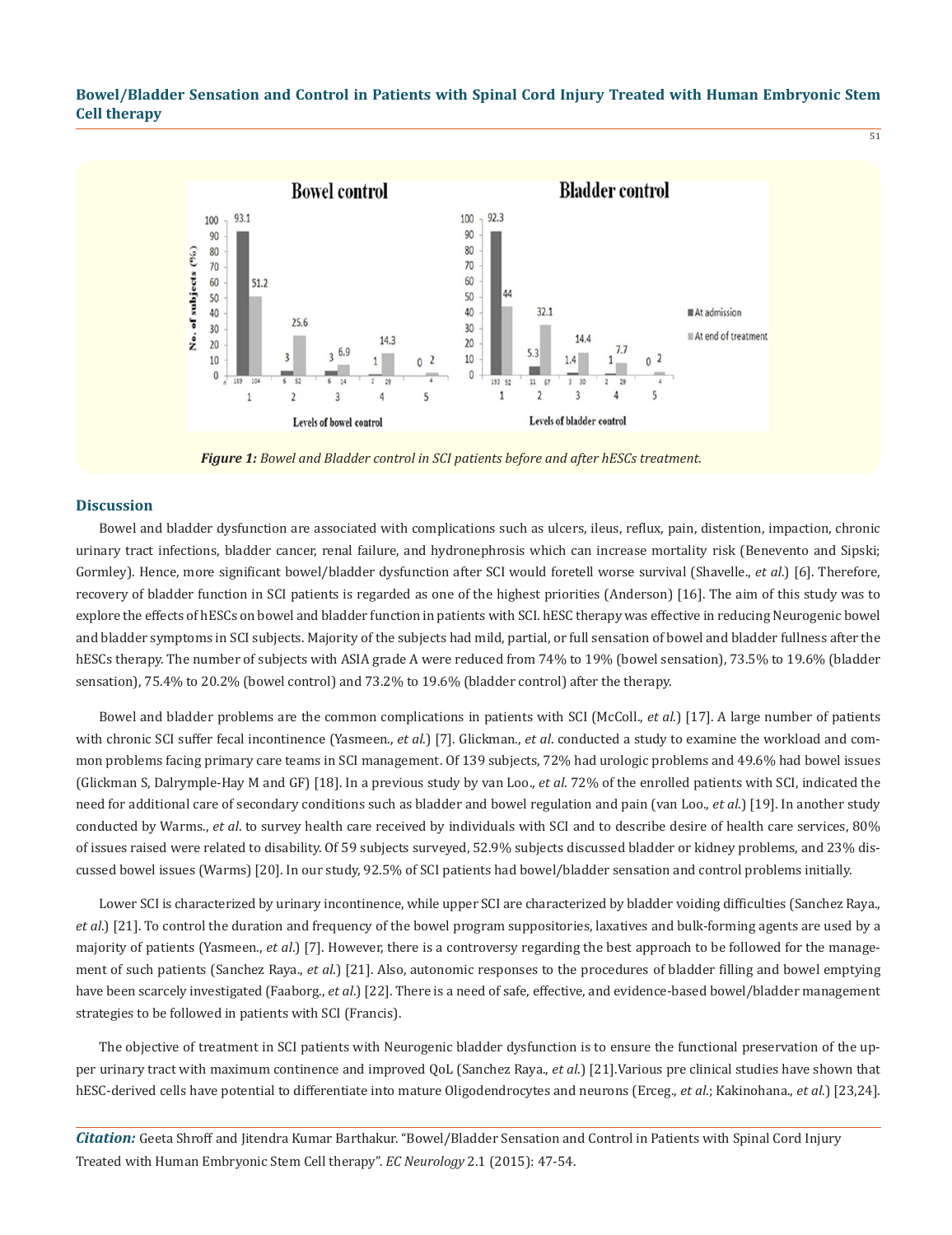*Figure 1: Bowel and Bladder control in SCI patients before and after hESCs treatment.*

## Discussion

Bowel and bladder dysfunction are associated with complications such as ulcers, ileus, reflux, pain, distention, impaction, chronic urinary tract infections, bladder cancer, renal failure, and hydronephrosis which can increase mortality risk (Benevento and Sipski; Gormley). Hence, more significant bowel/bladder dysfunction after SCI would foretell worse survival (Shavelle., *et al*.) [6]. Therefore, recovery of bladder function in SCI patients is regarded as one of the highest priorities (Anderson) [16]. The aim of this study was to explore the effects of hESCs on bowel and bladder function in patients with SCI. hESC therapy was effective in reducing Neurogenic bowel and bladder symptoms in SCI subjects. Majority of the subjects had mild, partial, or full sensation of bowel and bladder fullness after the hESCs therapy. The number of subjects with ASIA grade A were reduced from 74% to 19% (bowel sensation), 73.5% to 19.6% (bladder sensation), 75.4% to 20.2% (bowel control) and 73.2% to 19.6% (bladder control) after the therapy.

Bowel and bladder problems are the common complications in patients with SCI (McColl., *et al*.) [17]. A large number of patients with chronic SCI suffer fecal incontinence (Yasmeen., *et al*.) [7]. Glickman., *et al*. conducted a study to examine the workload and common problems facing primary care teams in SCI management. Of 139 subjects, 72% had urologic problems and 49.6% had bowel issues (Glickman S, Dalrymple-Hay M and GF) [18]. In a previous study by van Loo., *et al*. 72% of the enrolled patients with SCI, indicated the need for additional care of secondary conditions such as bladder and bowel regulation and pain (van Loo., *et al*.) [19]. In another study conducted by Warms., *et al*. to survey health care received by individuals with SCI and to describe desire of health care services, 80% of issues raised were related to disability. Of 59 subjects surveyed, 52.9% subjects discussed bladder or kidney problems, and 23% discussed bowel issues (Warms) [20]. In our study, 92.5% of SCI patients had bowel/bladder sensation and control problems initially.

Lower SCI is characterized by urinary incontinence, while upper SCI are characterized by bladder voiding difficulties (Sanchez Raya., *et al*.) [21]. To control the duration and frequency of the bowel program suppositories, laxatives and bulk-forming agents are used by a majority of patients (Yasmeen., *et al*.) [7]. However, there is a controversy regarding the best approach to be followed for the management of such patients (Sanchez Raya., *et al*.) [21]. Also, autonomic responses to the procedures of bladder filling and bowel emptying have been scarcely investigated (Faaborg., *et al*.) [22]. There is a need of safe, effective, and evidence-based bowel/bladder management strategies to be followed in patients with SCI (Francis).

The objective of treatment in SCI patients with Neurogenic bladder dysfunction is to ensure the functional preservation of the upper urinary tract with maximum continence and improved QoL (Sanchez Raya., *et al*.) [21].Various pre clinical studies have shown that hESC-derived cells have potential to differentiate into mature Oligodendrocytes and neurons (Erceg., *et al*.; Kakinohana., *et al*.) [23,24].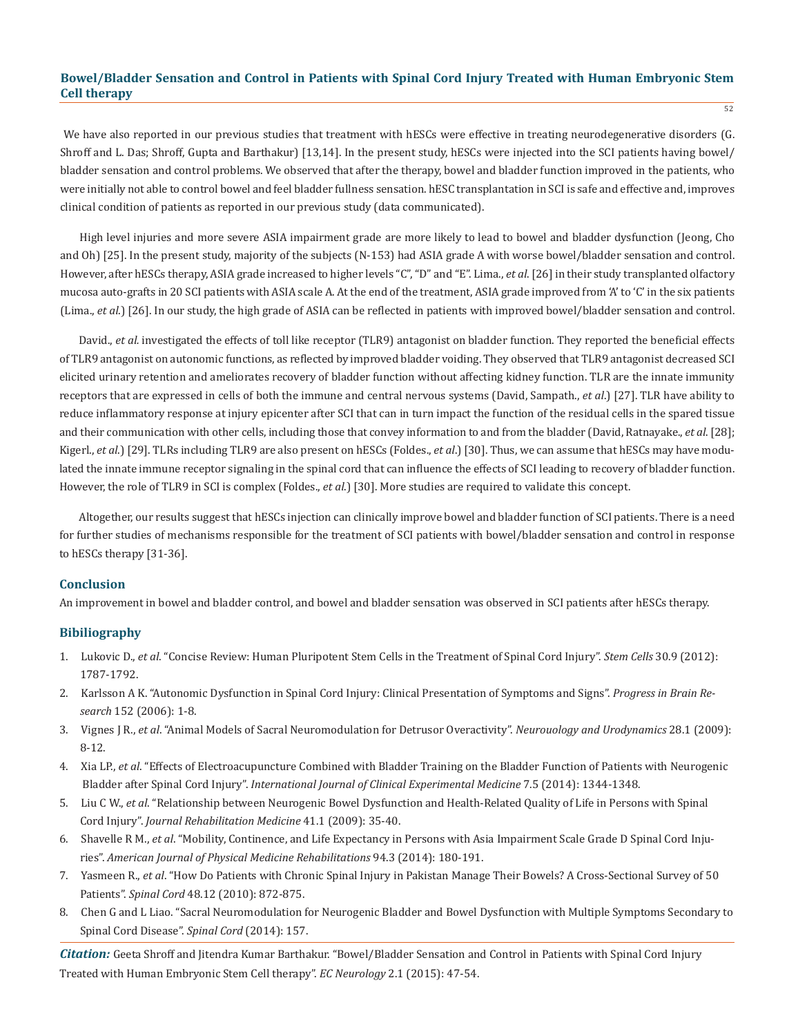We have also reported in our previous studies that treatment with hESCs were effective in treating neurodegenerative disorders (G. Shroff and L. Das; Shroff, Gupta and Barthakur) [13,14]. In the present study, hESCs were injected into the SCI patients having bowel/ bladder sensation and control problems. We observed that after the therapy, bowel and bladder function improved in the patients, who were initially not able to control bowel and feel bladder fullness sensation. hESC transplantation in SCI is safe and effective and, improves clinical condition of patients as reported in our previous study (data communicated).

High level injuries and more severe ASIA impairment grade are more likely to lead to bowel and bladder dysfunction (Jeong, Cho and Oh) [25]. In the present study, majority of the subjects (N-153) had ASIA grade A with worse bowel/bladder sensation and control. However, after hESCs therapy, ASIA grade increased to higher levels "C", "D" and "E". Lima., *et al*. [26] in their study transplanted olfactory mucosa auto-grafts in 20 SCI patients with ASIA scale A. At the end of the treatment, ASIA grade improved from 'A' to 'C' in the six patients (Lima., *et al*.) [26]. In our study, the high grade of ASIA can be reflected in patients with improved bowel/bladder sensation and control.

David., *et al.* investigated the effects of toll like receptor (TLR9) antagonist on bladder function. They reported the beneficial effects of TLR9 antagonist on autonomic functions, as reflected by improved bladder voiding. They observed that TLR9 antagonist decreased SCI elicited urinary retention and ameliorates recovery of bladder function without affecting kidney function. TLR are the innate immunity receptors that are expressed in cells of both the immune and central nervous systems (David, Sampath., *et al*.) [27]. TLR have ability to reduce inflammatory response at injury epicenter after SCI that can in turn impact the function of the residual cells in the spared tissue and their communication with other cells, including those that convey information to and from the bladder (David, Ratnayake., *et al*. [28]; Kigerl., *et al*.) [29]. TLRs including TLR9 are also present on hESCs (Foldes., *et al*.) [30]. Thus, we can assume that hESCs may have modulated the innate immune receptor signaling in the spinal cord that can influence the effects of SCI leading to recovery of bladder function. However, the role of TLR9 in SCI is complex (Foldes., *et al*.) [30]. More studies are required to validate this concept.

Altogether, our results suggest that hESCs injection can clinically improve bowel and bladder function of SCI patients. There is a need for further studies of mechanisms responsible for the treatment of SCI patients with bowel/bladder sensation and control in response to hESCs therapy [31-36].

## Conclusion

An improvement in bowel and bladder control, and bowel and bladder sensation was observed in SCI patients after hESCs therapy.

## Bibiliography

1. Lukovic D., *et al*. "Concise Review: Human Pluripotent Stem Cells in the Treatment of Spinal Cord Injury". *Stem Cells* 30.9 (2012): 1787-1792.
2. Karlsson A K. "Autonomic Dysfunction in Spinal Cord Injury: Clinical Presentation of Symptoms and Signs". *Progress in Brain Research* 152 (2006): 1-8.
3. Vignes J R., *et al*. "Animal Models of Sacral Neuromodulation for Detrusor Overactivity". *Neurouology and Urodynamics* 28.1 (2009): 8-12.
4. Xia LP., *et al*. "Effects of Electroacupuncture Combined with Bladder Training on the Bladder Function of Patients with Neurogenic Bladder after Spinal Cord Injury". *International Journal of Clinical Experimental Medicine* 7.5 (2014): 1344-1348.
5. Liu C W., *et al*. "Relationship between Neurogenic Bowel Dysfunction and Health-Related Quality of Life in Persons with Spinal Cord Injury". *Journal Rehabilitation Medicine* 41.1 (2009): 35-40.
6. Shavelle R M., *et al*. "Mobility, Continence, and Life Expectancy in Persons with Asia Impairment Scale Grade D Spinal Cord Injuries". *American Journal of Physical Medicine Rehabilitations* 94.3 (2014): 180-191.
7. Yasmeen R., *et al*. "How Do Patients with Chronic Spinal Injury in Pakistan Manage Their Bowels? A Cross-Sectional Survey of 50 Patients". *Spinal Cord* 48.12 (2010): 872-875.
8. Chen G and L Liao. "Sacral Neuromodulation for Neurogenic Bladder and Bowel Dysfunction with Multiple Symptoms Secondary to Spinal Cord Disease". *Spinal Cord* (2014): 157.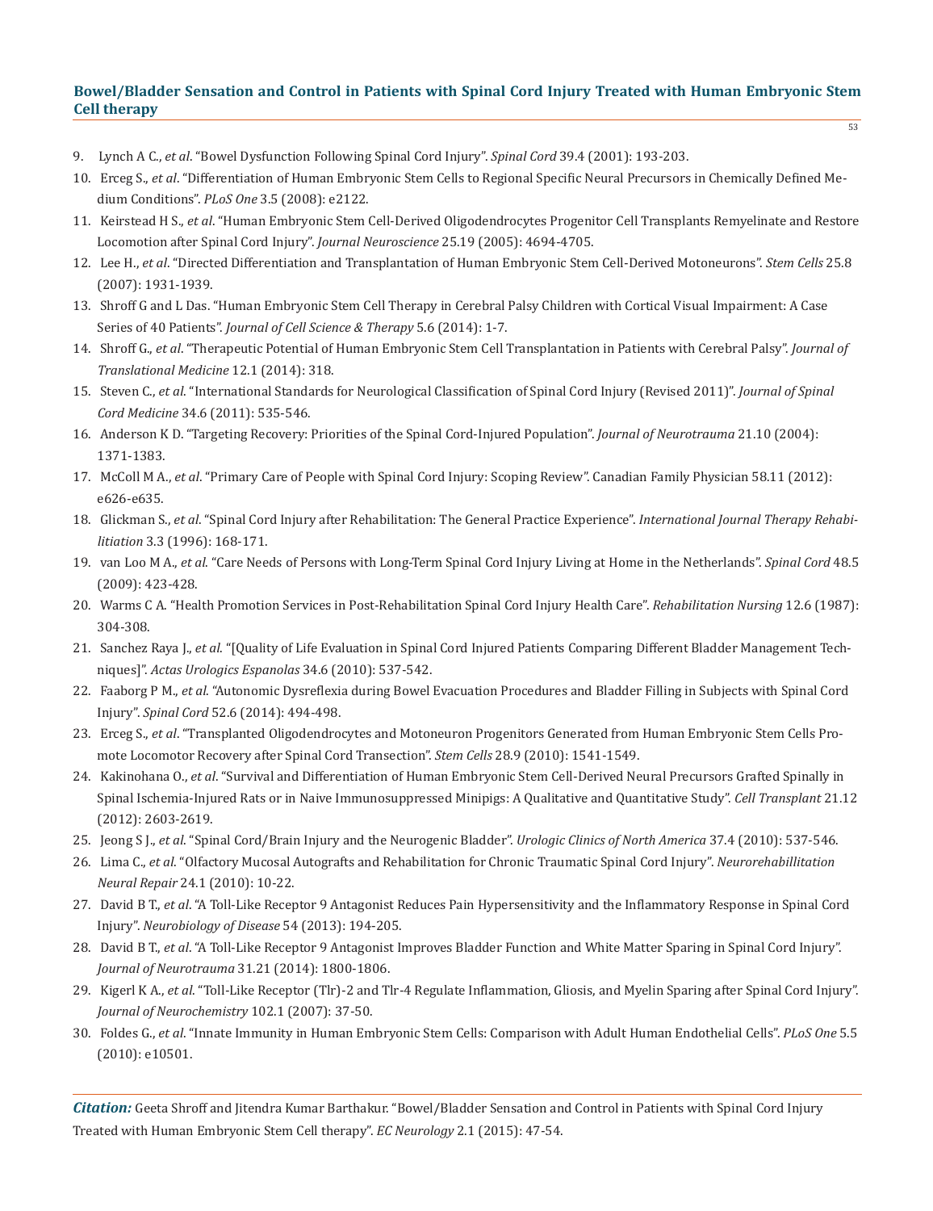9. Lynch A C., *et al*. "Bowel Dysfunction Following Spinal Cord Injury". *Spinal Cord* 39.4 (2001): 193-203.
10. Erceg S., *et al*. "Differentiation of Human Embryonic Stem Cells to Regional Specific Neural Precursors in Chemically Defined Medium Conditions". *PLoS One* 3.5 (2008): e2122.
11. Keirstead H S., *et al*. "Human Embryonic Stem Cell-Derived Oligodendrocytes Progenitor Cell Transplants Remyelinate and Restore Locomotion after Spinal Cord Injury". *Journal Neuroscience* 25.19 (2005): 4694-4705.
12. Lee H., *et al*. "Directed Differentiation and Transplantation of Human Embryonic Stem Cell-Derived Motoneurons". *Stem Cells* 25.8 (2007): 1931-1939.
13. Shroff G and L Das. "Human Embryonic Stem Cell Therapy in Cerebral Palsy Children with Cortical Visual Impairment: A Case Series of 40 Patients". *Journal of Cell Science & Therapy* 5.6 (2014): 1-7.
14. Shroff G., *et al*. "Therapeutic Potential of Human Embryonic Stem Cell Transplantation in Patients with Cerebral Palsy". *Journal of Translational Medicine* 12.1 (2014): 318.
15. Steven C., *et al*. "International Standards for Neurological Classification of Spinal Cord Injury (Revised 2011)". *Journal of Spinal Cord Medicine* 34.6 (2011): 535-546.
16. Anderson K D. "Targeting Recovery: Priorities of the Spinal Cord-Injured Population". *Journal of Neurotrauma* 21.10 (2004): 1371-1383.
17. McColl M A., *et al*. "Primary Care of People with Spinal Cord Injury: Scoping Review". Canadian Family Physician 58.11 (2012): e626-e635.
18. Glickman S., *et al*. "Spinal Cord Injury after Rehabilitation: The General Practice Experience". *International Journal Therapy Rehabilitiation* 3.3 (1996): 168-171.
19. van Loo M A., *et al*. "Care Needs of Persons with Long-Term Spinal Cord Injury Living at Home in the Netherlands". *Spinal Cord* 48.5 (2009): 423-428.
20. Warms C A. "Health Promotion Services in Post-Rehabilitation Spinal Cord Injury Health Care". *Rehabilitation Nursing* 12.6 (1987): 304-308.
21. Sanchez Raya J., *et al*. "[Quality of Life Evaluation in Spinal Cord Injured Patients Comparing Different Bladder Management Techniques]". *Actas Urologics Espanolas* 34.6 (2010): 537-542.
22. Faaborg P M., *et al*. "Autonomic Dysreflexia during Bowel Evacuation Procedures and Bladder Filling in Subjects with Spinal Cord Injury". *Spinal Cord* 52.6 (2014): 494-498.
23. Erceg S., *et al*. "Transplanted Oligodendrocytes and Motoneuron Progenitors Generated from Human Embryonic Stem Cells Promote Locomotor Recovery after Spinal Cord Transection". *Stem Cells* 28.9 (2010): 1541-1549.
24. Kakinohana O., *et al*. "Survival and Differentiation of Human Embryonic Stem Cell-Derived Neural Precursors Grafted Spinally in Spinal Ischemia-Injured Rats or in Naive Immunosuppressed Minipigs: A Qualitative and Quantitative Study". *Cell Transplant* 21.12 (2012): 2603-2619.
25. Jeong S J., *et al*. "Spinal Cord/Brain Injury and the Neurogenic Bladder". *Urologic Clinics of North America* 37.4 (2010): 537-546.
26. Lima C., *et al*. "Olfactory Mucosal Autografts and Rehabilitation for Chronic Traumatic Spinal Cord Injury". *Neurorehabillitation Neural Repair* 24.1 (2010): 10-22.
27. David B T., *et al*. "A Toll-Like Receptor 9 Antagonist Reduces Pain Hypersensitivity and the Inflammatory Response in Spinal Cord Injury". *Neurobiology of Disease* 54 (2013): 194-205.
28. David B T., *et al*. "A Toll-Like Receptor 9 Antagonist Improves Bladder Function and White Matter Sparing in Spinal Cord Injury". *Journal of Neurotrauma* 31.21 (2014): 1800-1806.
29. Kigerl K A., *et al*. "Toll-Like Receptor (Tlr)-2 and Tlr-4 Regulate Inflammation, Gliosis, and Myelin Sparing after Spinal Cord Injury". *Journal of Neurochemistry* 102.1 (2007): 37-50.
30. Foldes G., *et al*. "Innate Immunity in Human Embryonic Stem Cells: Comparison with Adult Human Endothelial Cells". *PLoS One* 5.5 (2010): e10501.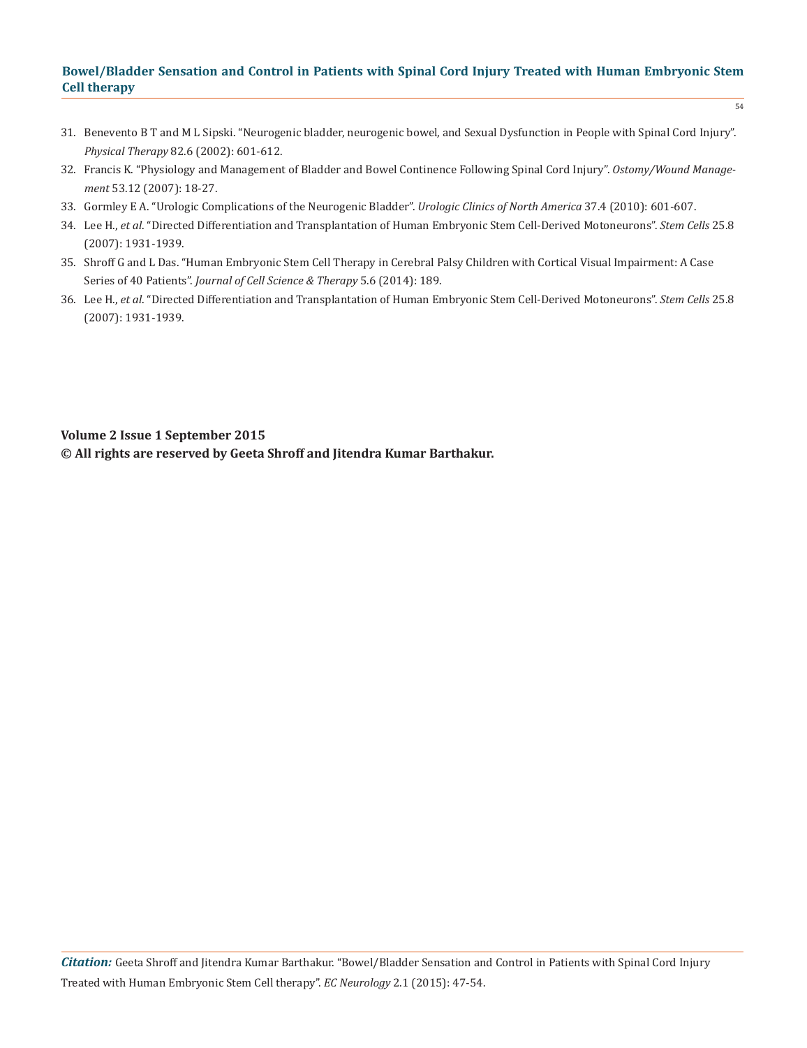31. Benevento B T and M L Sipski. "Neurogenic bladder, neurogenic bowel, and Sexual Dysfunction in People with Spinal Cord Injury". *Physical Therapy* 82.6 (2002): 601-612.
32. Francis K. "Physiology and Management of Bladder and Bowel Continence Following Spinal Cord Injury". *Ostomy/Wound Management* 53.12 (2007): 18-27.
33. Gormley E A. "Urologic Complications of the Neurogenic Bladder". *Urologic Clinics of North America* 37.4 (2010): 601-607.
34. Lee H., *et al*. "Directed Differentiation and Transplantation of Human Embryonic Stem Cell-Derived Motoneurons". *Stem Cells* 25.8 (2007): 1931-1939.
35. Shroff G and L Das. "Human Embryonic Stem Cell Therapy in Cerebral Palsy Children with Cortical Visual Impairment: A Case Series of 40 Patients". *Journal of Cell Science & Therapy* 5.6 (2014): 189.
36. Lee H., *et al*. "Directed Differentiation and Transplantation of Human Embryonic Stem Cell-Derived Motoneurons". *Stem Cells* 25.8 (2007): 1931-1939.

**Volume 2 Issue 1 September 2015**
**© All rights are reserved by Geeta Shroff and Jitendra Kumar Barthakur.**